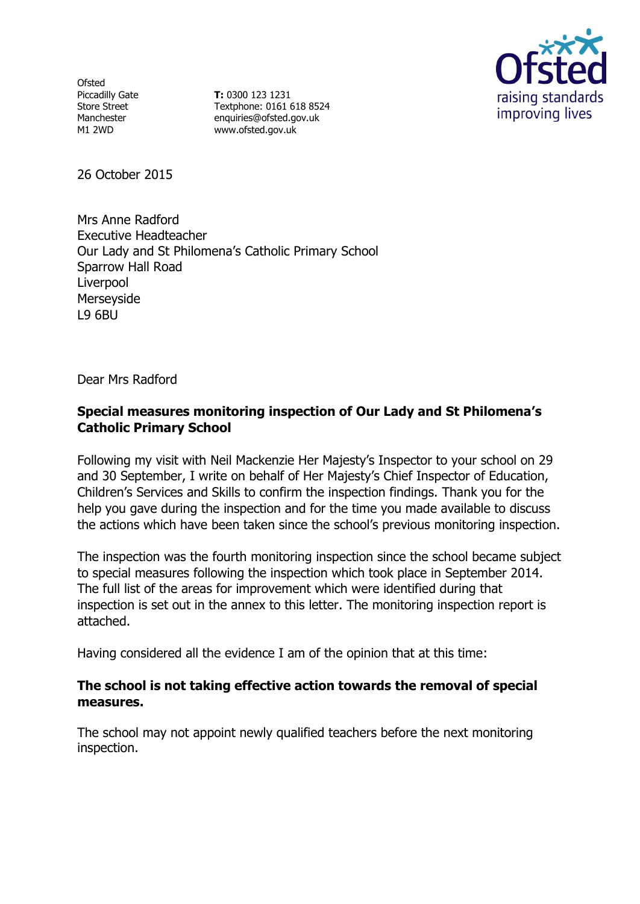Ofsted
Piccadilly Gate
Store Street
Manchester
M1 2WD

**T:** 0300 123 1231
Textphone: 0161 618 8524
enquiries@ofsted.gov.uk
www.ofsted.gov.uk

Ofsted
raising standards
improving lives

26 October 2015

Mrs Anne Radford
Executive Headteacher
Our Lady and St Philomena's Catholic Primary School
Sparrow Hall Road
Liverpool
Merseyside
L9 6BU

Dear Mrs Radford

**Special measures monitoring inspection of Our Lady and St Philomena's Catholic Primary School**

Following my visit with Neil Mackenzie Her Majesty's Inspector to your school on 29 and 30 September, I write on behalf of Her Majesty's Chief Inspector of Education, Children's Services and Skills to confirm the inspection findings. Thank you for the help you gave during the inspection and for the time you made available to discuss the actions which have been taken since the school's previous monitoring inspection.

The inspection was the fourth monitoring inspection since the school became subject to special measures following the inspection which took place in September 2014. The full list of the areas for improvement which were identified during that inspection is set out in the annex to this letter. The monitoring inspection report is attached.

Having considered all the evidence I am of the opinion that at this time:

**The school is not taking effective action towards the removal of special measures.**

The school may not appoint newly qualified teachers before the next monitoring inspection.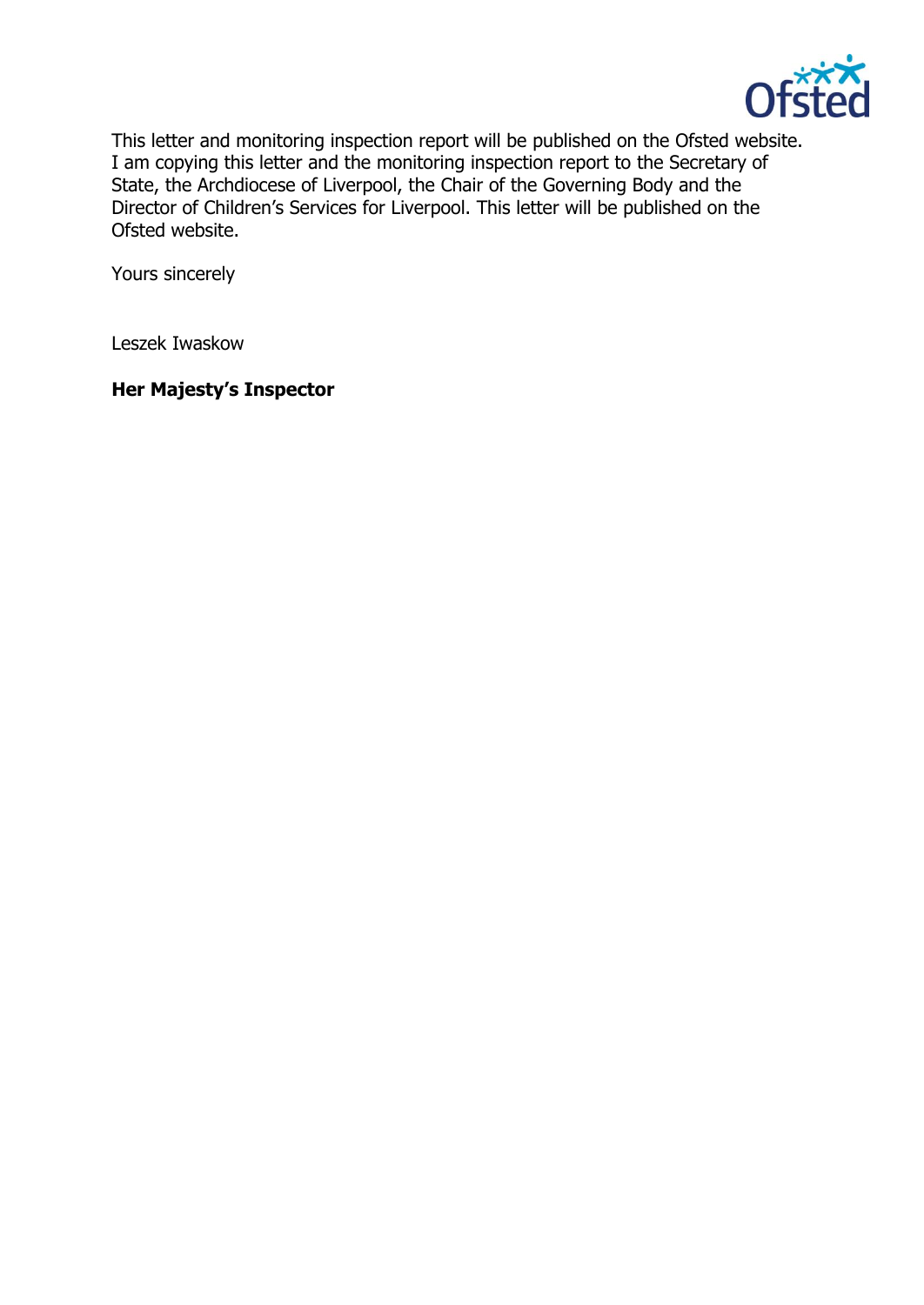This letter and monitoring inspection report will be published on the Ofsted website. I am copying this letter and the monitoring inspection report to the Secretary of State, the Archdiocese of Liverpool, the Chair of the Governing Body and the Director of Children's Services for Liverpool. This letter will be published on the Ofsted website.

Yours sincerely

Leszek Iwaskow

**Her Majesty's Inspector**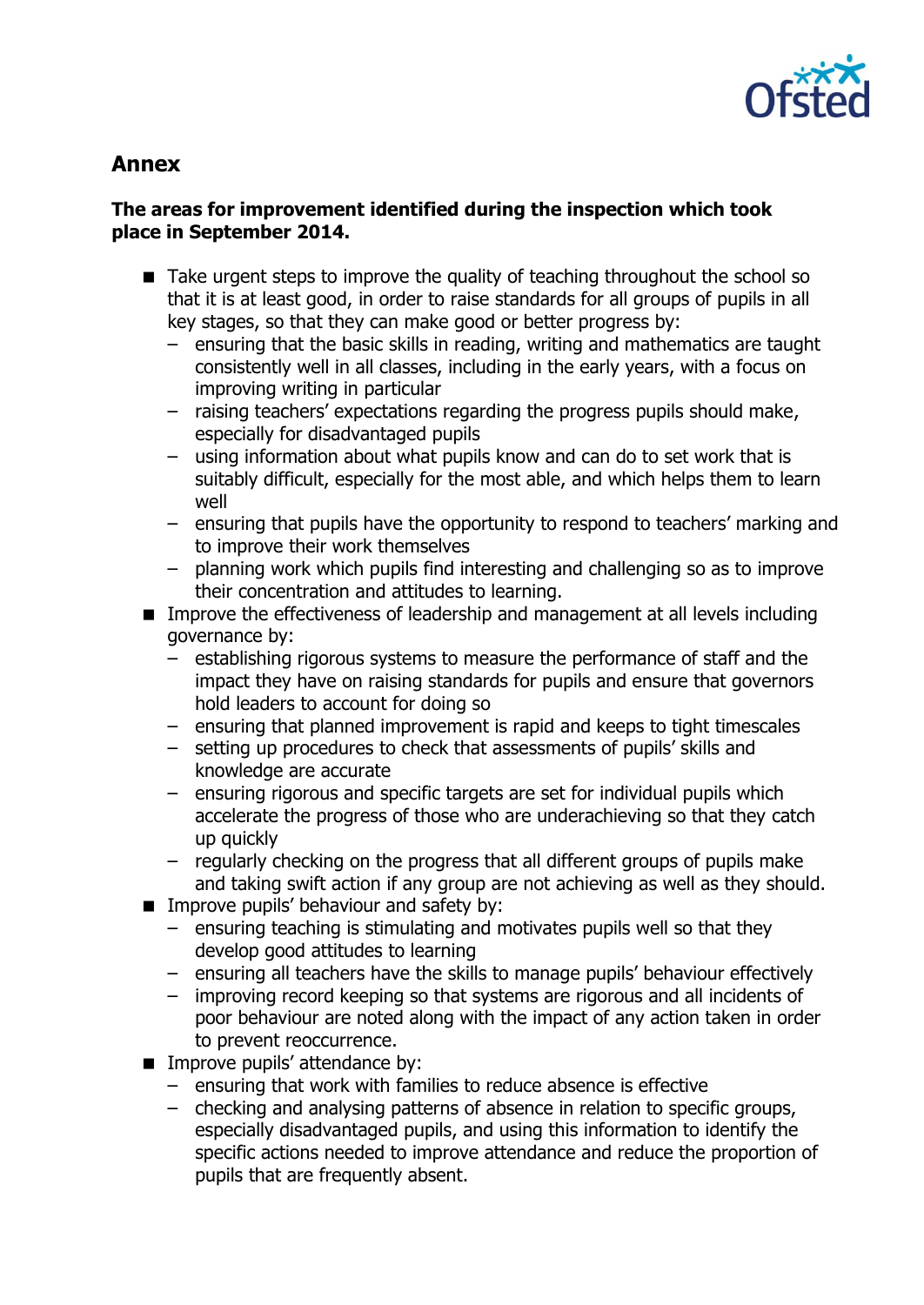## Annex

**The areas for improvement identified during the inspection which took place in September 2014.**

- Take urgent steps to improve the quality of teaching throughout the school so that it is at least good, in order to raise standards for all groups of pupils in all key stages, so that they can make good or better progress by:
  - ensuring that the basic skills in reading, writing and mathematics are taught consistently well in all classes, including in the early years, with a focus on improving writing in particular
  - raising teachers' expectations regarding the progress pupils should make, especially for disadvantaged pupils
  - using information about what pupils know and can do to set work that is suitably difficult, especially for the most able, and which helps them to learn well
  - ensuring that pupils have the opportunity to respond to teachers' marking and to improve their work themselves
  - planning work which pupils find interesting and challenging so as to improve their concentration and attitudes to learning.
- Improve the effectiveness of leadership and management at all levels including governance by:
  - establishing rigorous systems to measure the performance of staff and the impact they have on raising standards for pupils and ensure that governors hold leaders to account for doing so
  - ensuring that planned improvement is rapid and keeps to tight timescales
  - setting up procedures to check that assessments of pupils' skills and knowledge are accurate
  - ensuring rigorous and specific targets are set for individual pupils which accelerate the progress of those who are underachieving so that they catch up quickly
  - regularly checking on the progress that all different groups of pupils make and taking swift action if any group are not achieving as well as they should.
- Improve pupils' behaviour and safety by:
  - ensuring teaching is stimulating and motivates pupils well so that they develop good attitudes to learning
  - ensuring all teachers have the skills to manage pupils' behaviour effectively
  - improving record keeping so that systems are rigorous and all incidents of poor behaviour are noted along with the impact of any action taken in order to prevent reoccurrence.
- Improve pupils' attendance by:
  - ensuring that work with families to reduce absence is effective
  - checking and analysing patterns of absence in relation to specific groups, especially disadvantaged pupils, and using this information to identify the specific actions needed to improve attendance and reduce the proportion of pupils that are frequently absent.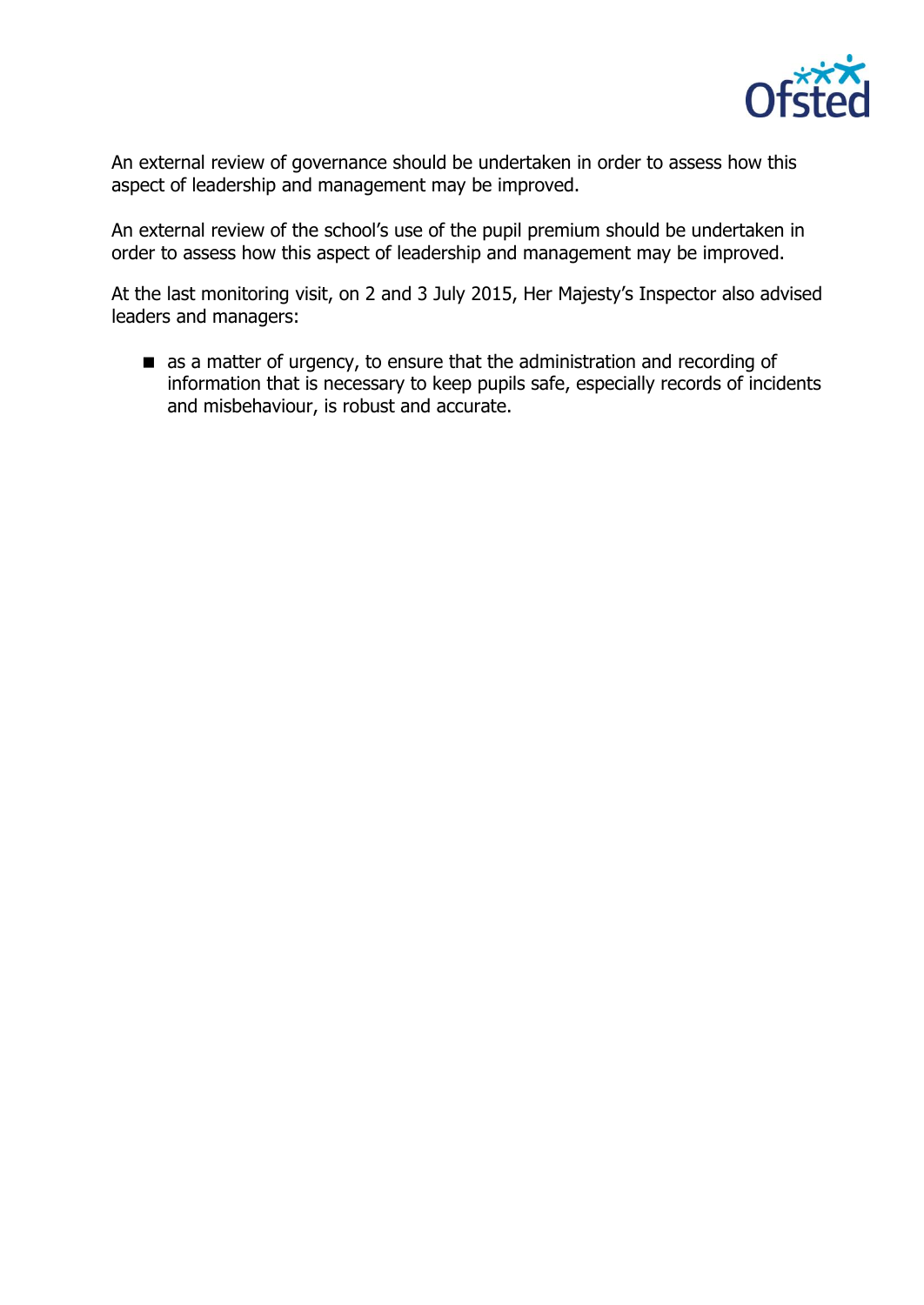An external review of governance should be undertaken in order to assess how this aspect of leadership and management may be improved.

An external review of the school's use of the pupil premium should be undertaken in order to assess how this aspect of leadership and management may be improved.

At the last monitoring visit, on 2 and 3 July 2015, Her Majesty's Inspector also advised leaders and managers:

- as a matter of urgency, to ensure that the administration and recording of information that is necessary to keep pupils safe, especially records of incidents and misbehaviour, is robust and accurate.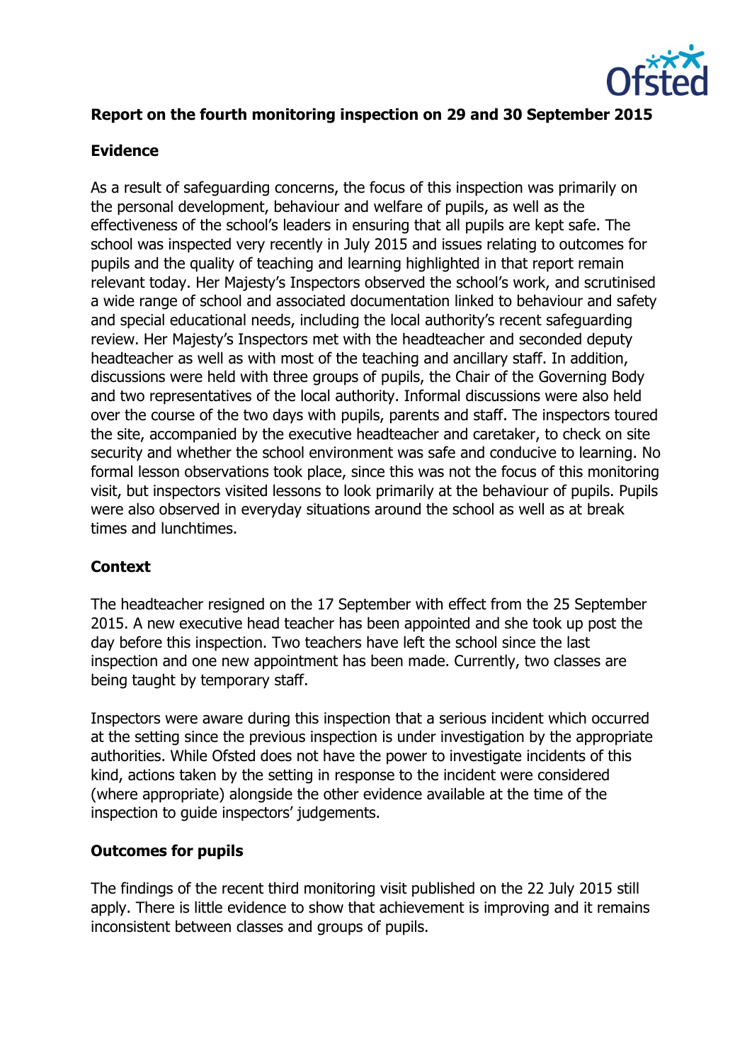**Report on the fourth monitoring inspection on 29 and 30 September 2015**

**Evidence**

As a result of safeguarding concerns, the focus of this inspection was primarily on the personal development, behaviour and welfare of pupils, as well as the effectiveness of the school's leaders in ensuring that all pupils are kept safe. The school was inspected very recently in July 2015 and issues relating to outcomes for pupils and the quality of teaching and learning highlighted in that report remain relevant today. Her Majesty's Inspectors observed the school's work, and scrutinised a wide range of school and associated documentation linked to behaviour and safety and special educational needs, including the local authority's recent safeguarding review. Her Majesty's Inspectors met with the headteacher and seconded deputy headteacher as well as with most of the teaching and ancillary staff. In addition, discussions were held with three groups of pupils, the Chair of the Governing Body and two representatives of the local authority. Informal discussions were also held over the course of the two days with pupils, parents and staff. The inspectors toured the site, accompanied by the executive headteacher and caretaker, to check on site security and whether the school environment was safe and conducive to learning. No formal lesson observations took place, since this was not the focus of this monitoring visit, but inspectors visited lessons to look primarily at the behaviour of pupils. Pupils were also observed in everyday situations around the school as well as at break times and lunchtimes.

**Context**

The headteacher resigned on the 17 September with effect from the 25 September 2015. A new executive head teacher has been appointed and she took up post the day before this inspection. Two teachers have left the school since the last inspection and one new appointment has been made. Currently, two classes are being taught by temporary staff.

Inspectors were aware during this inspection that a serious incident which occurred at the setting since the previous inspection is under investigation by the appropriate authorities. While Ofsted does not have the power to investigate incidents of this kind, actions taken by the setting in response to the incident were considered (where appropriate) alongside the other evidence available at the time of the inspection to guide inspectors' judgements.

**Outcomes for pupils**

The findings of the recent third monitoring visit published on the 22 July 2015 still apply. There is little evidence to show that achievement is improving and it remains inconsistent between classes and groups of pupils.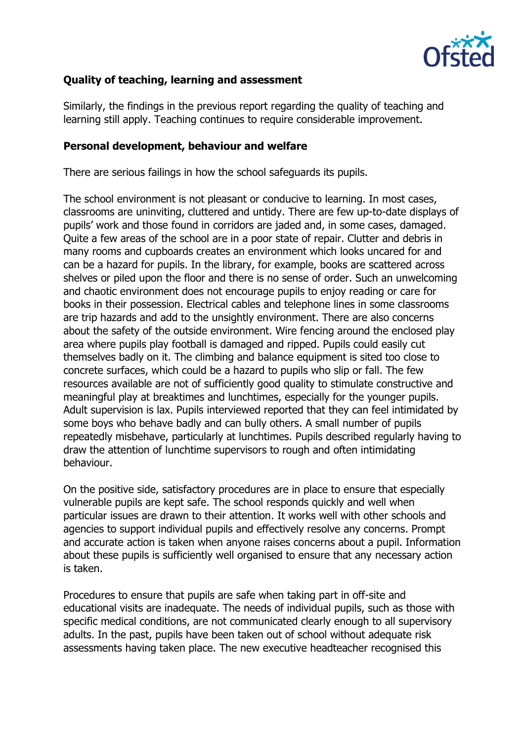**Quality of teaching, learning and assessment**

Similarly, the findings in the previous report regarding the quality of teaching and learning still apply. Teaching continues to require considerable improvement.

**Personal development, behaviour and welfare**

There are serious failings in how the school safeguards its pupils.

The school environment is not pleasant or conducive to learning. In most cases, classrooms are uninviting, cluttered and untidy. There are few up-to-date displays of pupils' work and those found in corridors are jaded and, in some cases, damaged. Quite a few areas of the school are in a poor state of repair. Clutter and debris in many rooms and cupboards creates an environment which looks uncared for and can be a hazard for pupils. In the library, for example, books are scattered across shelves or piled upon the floor and there is no sense of order. Such an unwelcoming and chaotic environment does not encourage pupils to enjoy reading or care for books in their possession. Electrical cables and telephone lines in some classrooms are trip hazards and add to the unsightly environment. There are also concerns about the safety of the outside environment. Wire fencing around the enclosed play area where pupils play football is damaged and ripped. Pupils could easily cut themselves badly on it. The climbing and balance equipment is sited too close to concrete surfaces, which could be a hazard to pupils who slip or fall. The few resources available are not of sufficiently good quality to stimulate constructive and meaningful play at breaktimes and lunchtimes, especially for the younger pupils. Adult supervision is lax. Pupils interviewed reported that they can feel intimidated by some boys who behave badly and can bully others. A small number of pupils repeatedly misbehave, particularly at lunchtimes. Pupils described regularly having to draw the attention of lunchtime supervisors to rough and often intimidating behaviour.

On the positive side, satisfactory procedures are in place to ensure that especially vulnerable pupils are kept safe. The school responds quickly and well when particular issues are drawn to their attention. It works well with other schools and agencies to support individual pupils and effectively resolve any concerns. Prompt and accurate action is taken when anyone raises concerns about a pupil. Information about these pupils is sufficiently well organised to ensure that any necessary action is taken.

Procedures to ensure that pupils are safe when taking part in off-site and educational visits are inadequate. The needs of individual pupils, such as those with specific medical conditions, are not communicated clearly enough to all supervisory adults. In the past, pupils have been taken out of school without adequate risk assessments having taken place. The new executive headteacher recognised this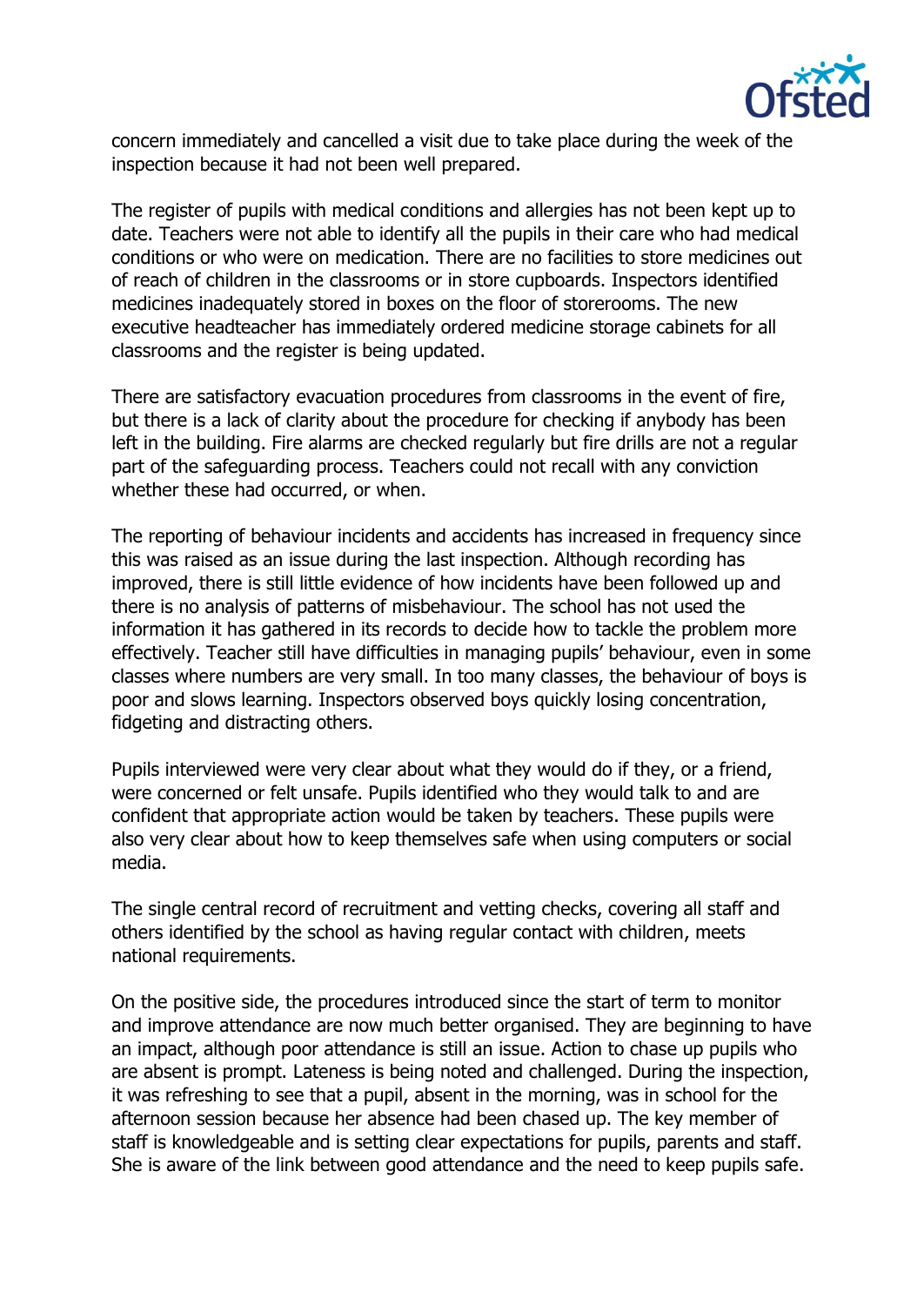concern immediately and cancelled a visit due to take place during the week of the inspection because it had not been well prepared.

The register of pupils with medical conditions and allergies has not been kept up to date. Teachers were not able to identify all the pupils in their care who had medical conditions or who were on medication. There are no facilities to store medicines out of reach of children in the classrooms or in store cupboards. Inspectors identified medicines inadequately stored in boxes on the floor of storerooms. The new executive headteacher has immediately ordered medicine storage cabinets for all classrooms and the register is being updated.

There are satisfactory evacuation procedures from classrooms in the event of fire, but there is a lack of clarity about the procedure for checking if anybody has been left in the building. Fire alarms are checked regularly but fire drills are not a regular part of the safeguarding process. Teachers could not recall with any conviction whether these had occurred, or when.

The reporting of behaviour incidents and accidents has increased in frequency since this was raised as an issue during the last inspection. Although recording has improved, there is still little evidence of how incidents have been followed up and there is no analysis of patterns of misbehaviour. The school has not used the information it has gathered in its records to decide how to tackle the problem more effectively. Teacher still have difficulties in managing pupils' behaviour, even in some classes where numbers are very small. In too many classes, the behaviour of boys is poor and slows learning. Inspectors observed boys quickly losing concentration, fidgeting and distracting others.

Pupils interviewed were very clear about what they would do if they, or a friend, were concerned or felt unsafe. Pupils identified who they would talk to and are confident that appropriate action would be taken by teachers. These pupils were also very clear about how to keep themselves safe when using computers or social media.

The single central record of recruitment and vetting checks, covering all staff and others identified by the school as having regular contact with children, meets national requirements.

On the positive side, the procedures introduced since the start of term to monitor and improve attendance are now much better organised. They are beginning to have an impact, although poor attendance is still an issue. Action to chase up pupils who are absent is prompt. Lateness is being noted and challenged. During the inspection, it was refreshing to see that a pupil, absent in the morning, was in school for the afternoon session because her absence had been chased up. The key member of staff is knowledgeable and is setting clear expectations for pupils, parents and staff. She is aware of the link between good attendance and the need to keep pupils safe.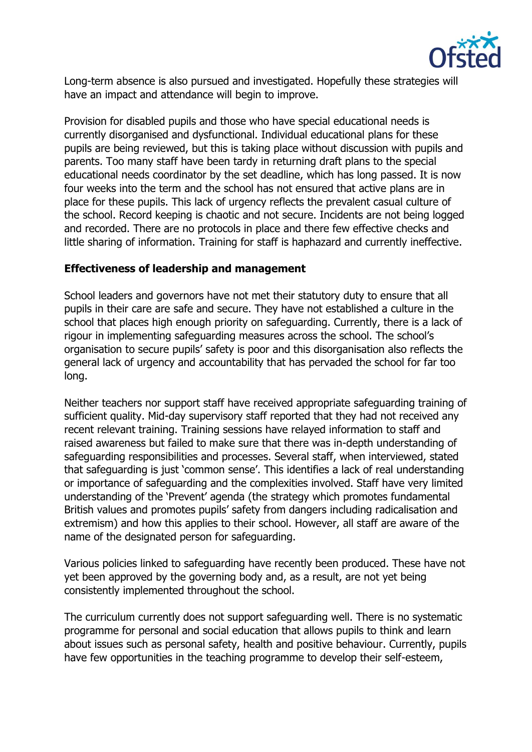Long-term absence is also pursued and investigated. Hopefully these strategies will have an impact and attendance will begin to improve.

Provision for disabled pupils and those who have special educational needs is currently disorganised and dysfunctional. Individual educational plans for these pupils are being reviewed, but this is taking place without discussion with pupils and parents. Too many staff have been tardy in returning draft plans to the special educational needs coordinator by the set deadline, which has long passed. It is now four weeks into the term and the school has not ensured that active plans are in place for these pupils. This lack of urgency reflects the prevalent casual culture of the school. Record keeping is chaotic and not secure. Incidents are not being logged and recorded. There are no protocols in place and there few effective checks and little sharing of information. Training for staff is haphazard and currently ineffective.

### Effectiveness of leadership and management

School leaders and governors have not met their statutory duty to ensure that all pupils in their care are safe and secure. They have not established a culture in the school that places high enough priority on safeguarding. Currently, there is a lack of rigour in implementing safeguarding measures across the school. The school's organisation to secure pupils' safety is poor and this disorganisation also reflects the general lack of urgency and accountability that has pervaded the school for far too long.

Neither teachers nor support staff have received appropriate safeguarding training of sufficient quality. Mid-day supervisory staff reported that they had not received any recent relevant training. Training sessions have relayed information to staff and raised awareness but failed to make sure that there was in-depth understanding of safeguarding responsibilities and processes. Several staff, when interviewed, stated that safeguarding is just 'common sense'. This identifies a lack of real understanding or importance of safeguarding and the complexities involved. Staff have very limited understanding of the 'Prevent' agenda (the strategy which promotes fundamental British values and promotes pupils' safety from dangers including radicalisation and extremism) and how this applies to their school. However, all staff are aware of the name of the designated person for safeguarding.

Various policies linked to safeguarding have recently been produced. These have not yet been approved by the governing body and, as a result, are not yet being consistently implemented throughout the school.

The curriculum currently does not support safeguarding well. There is no systematic programme for personal and social education that allows pupils to think and learn about issues such as personal safety, health and positive behaviour. Currently, pupils have few opportunities in the teaching programme to develop their self-esteem,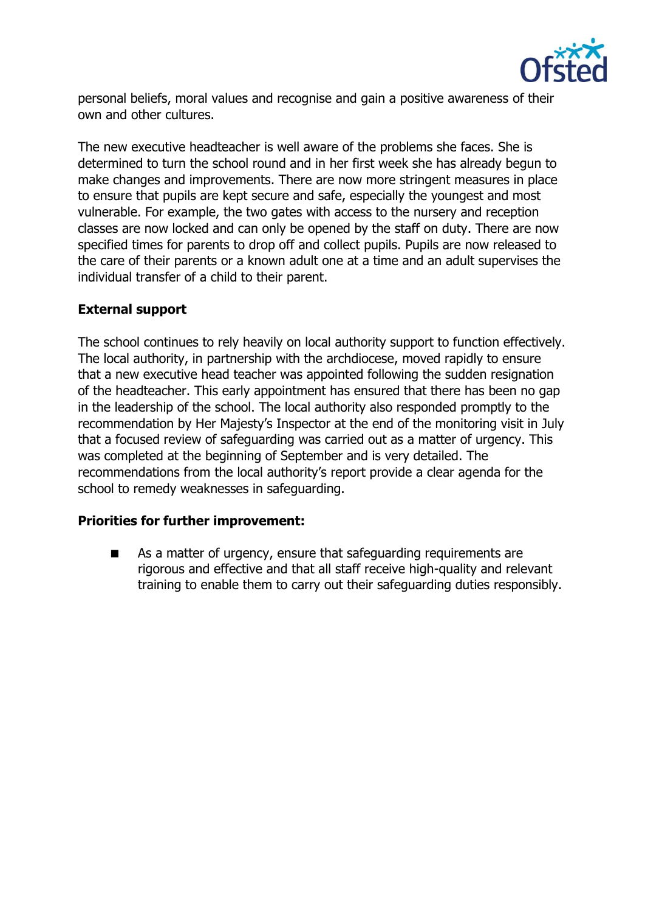personal beliefs, moral values and recognise and gain a positive awareness of their own and other cultures.

The new executive headteacher is well aware of the problems she faces. She is determined to turn the school round and in her first week she has already begun to make changes and improvements. There are now more stringent measures in place to ensure that pupils are kept secure and safe, especially the youngest and most vulnerable. For example, the two gates with access to the nursery and reception classes are now locked and can only be opened by the staff on duty. There are now specified times for parents to drop off and collect pupils. Pupils are now released to the care of their parents or a known adult one at a time and an adult supervises the individual transfer of a child to their parent.

**External support**

The school continues to rely heavily on local authority support to function effectively. The local authority, in partnership with the archdiocese, moved rapidly to ensure that a new executive head teacher was appointed following the sudden resignation of the headteacher. This early appointment has ensured that there has been no gap in the leadership of the school. The local authority also responded promptly to the recommendation by Her Majesty's Inspector at the end of the monitoring visit in July that a focused review of safeguarding was carried out as a matter of urgency. This was completed at the beginning of September and is very detailed. The recommendations from the local authority's report provide a clear agenda for the school to remedy weaknesses in safeguarding.

**Priorities for further improvement:**

- As a matter of urgency, ensure that safeguarding requirements are rigorous and effective and that all staff receive high-quality and relevant training to enable them to carry out their safeguarding duties responsibly.